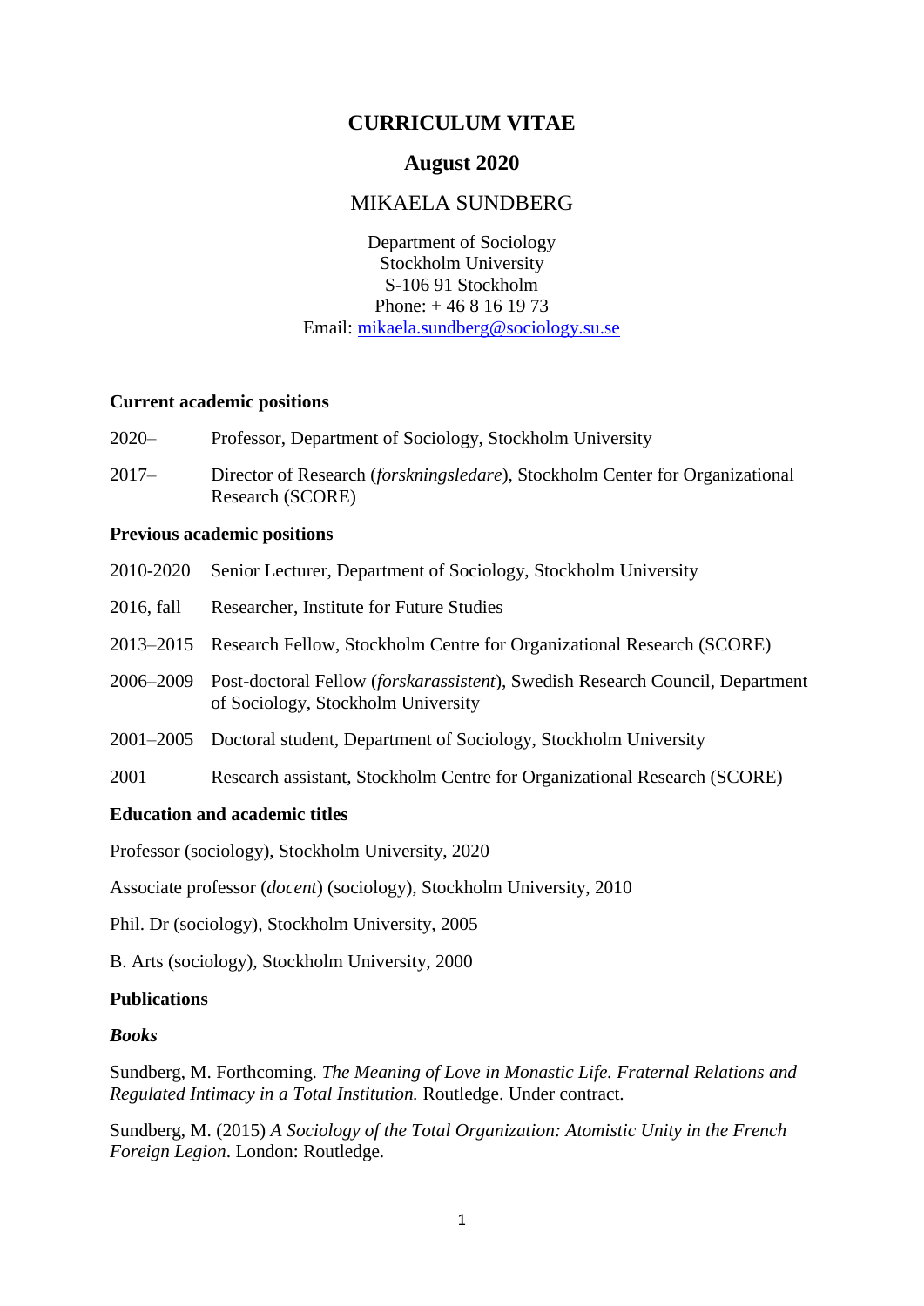# CURRICULUM VITAE

## August 2020

MIKAELA SUNDBERG

Department of Sociology
Stockholm University
S-106 91 Stockholm
Phone: + 46 8 16 19 73
Email: [mikaela.sundberg@sociology.su.se](mailto:mikaela.sundberg@sociology.su.se)

**Current academic positions**

2020– Professor, Department of Sociology, Stockholm University

2017– Director of Research (*forskningsledare*), Stockholm Center for Organizational Research (SCORE)

**Previous academic positions**

2010-2020 Senior Lecturer, Department of Sociology, Stockholm University

2016, fall Researcher, Institute for Future Studies

2013–2015 Research Fellow, Stockholm Centre for Organizational Research (SCORE)

2006–2009 Post-doctoral Fellow (*forskarassistent*), Swedish Research Council, Department of Sociology, Stockholm University

2001–2005 Doctoral student, Department of Sociology, Stockholm University

2001 Research assistant, Stockholm Centre for Organizational Research (SCORE)

**Education and academic titles**

Professor (sociology), Stockholm University, 2020

Associate professor (*docent*) (sociology), Stockholm University, 2010

Phil. Dr (sociology), Stockholm University, 2005

B. Arts (sociology), Stockholm University, 2000

**Publications**

***Books***

Sundberg, M. Forthcoming. *The Meaning of Love in Monastic Life. Fraternal Relations and Regulated Intimacy in a Total Institution.* Routledge. Under contract.

Sundberg, M. (2015) *A Sociology of the Total Organization: Atomistic Unity in the French Foreign Legion*. London: Routledge.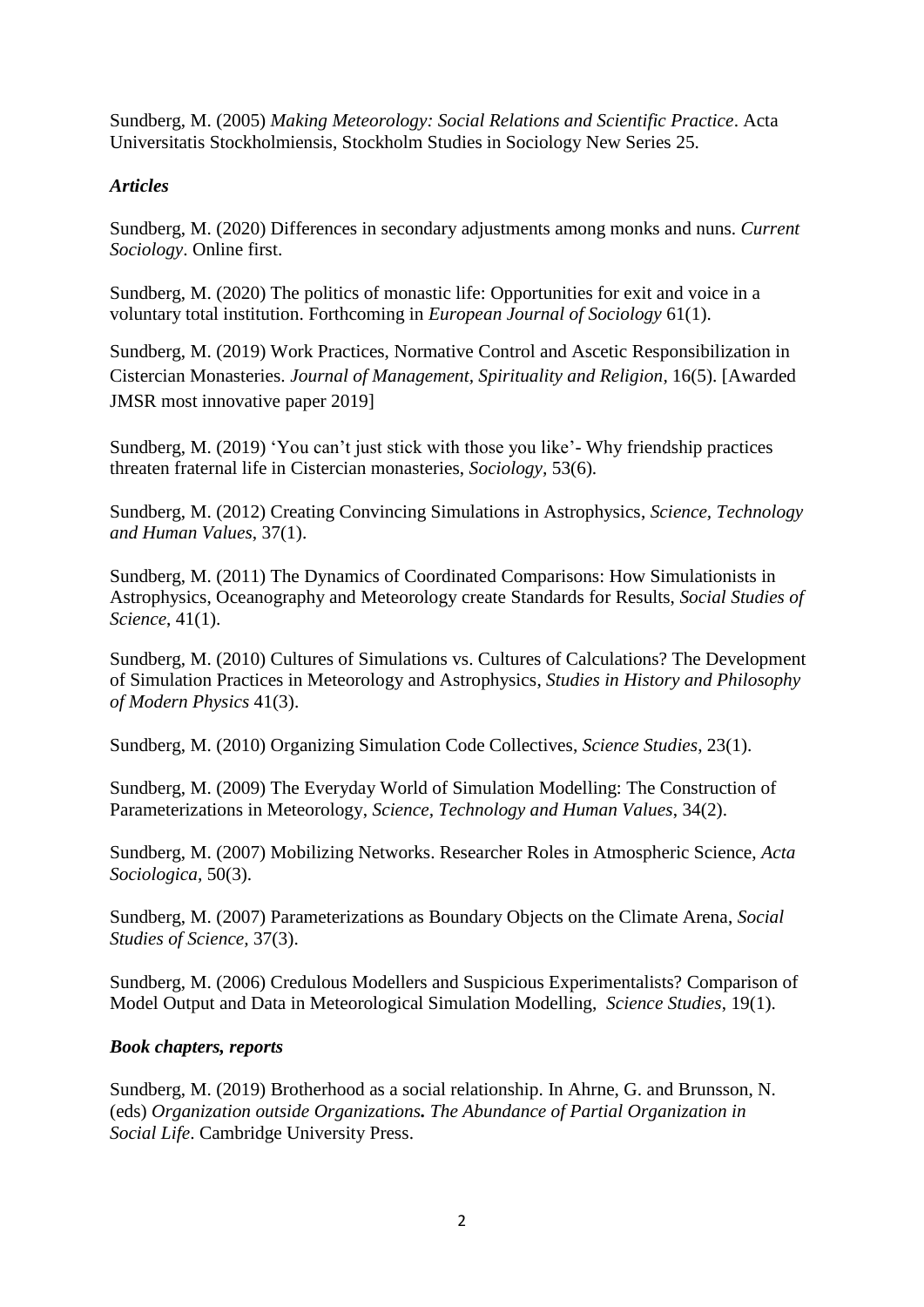Sundberg, M. (2005) *Making Meteorology: Social Relations and Scientific Practice*. Acta Universitatis Stockholmiensis, Stockholm Studies in Sociology New Series 25.

### *Articles*

Sundberg, M. (2020) Differences in secondary adjustments among monks and nuns. *Current Sociology*. Online first.

Sundberg, M. (2020) The politics of monastic life: Opportunities for exit and voice in a voluntary total institution. Forthcoming in *European Journal of Sociology* 61(1).

Sundberg, M. (2019) Work Practices, Normative Control and Ascetic Responsibilization in Cistercian Monasteries. *Journal of Management, Spirituality and Religion,* 16(5). [Awarded JMSR most innovative paper 2019]

Sundberg, M. (2019) 'You can't just stick with those you like'- Why friendship practices threaten fraternal life in Cistercian monasteries, *Sociology*, 53(6).

Sundberg, M. (2012) Creating Convincing Simulations in Astrophysics, *Science, Technology and Human Values*, 37(1).

Sundberg, M. (2011) The Dynamics of Coordinated Comparisons: How Simulationists in Astrophysics, Oceanography and Meteorology create Standards for Results, *Social Studies of Science*, 41(1).

Sundberg, M. (2010) Cultures of Simulations vs. Cultures of Calculations? The Development of Simulation Practices in Meteorology and Astrophysics, *Studies in History and Philosophy of Modern Physics* 41(3).

Sundberg, M. (2010) Organizing Simulation Code Collectives, *Science Studies*, 23(1).

Sundberg, M. (2009) The Everyday World of Simulation Modelling: The Construction of Parameterizations in Meteorology, *Science, Technology and Human Values*, 34(2).

Sundberg, M. (2007) Mobilizing Networks. Researcher Roles in Atmospheric Science, *Acta Sociologica*, 50(3).

Sundberg, M. (2007) Parameterizations as Boundary Objects on the Climate Arena, *Social Studies of Science,* 37(3).

Sundberg, M. (2006) Credulous Modellers and Suspicious Experimentalists? Comparison of Model Output and Data in Meteorological Simulation Modelling, *Science Studies*, 19(1).

### *Book chapters, reports*

Sundberg, M. (2019) Brotherhood as a social relationship. In Ahrne, G. and Brunsson, N. (eds) *Organization outside Organizations. The Abundance of Partial Organization in Social Life*. Cambridge University Press.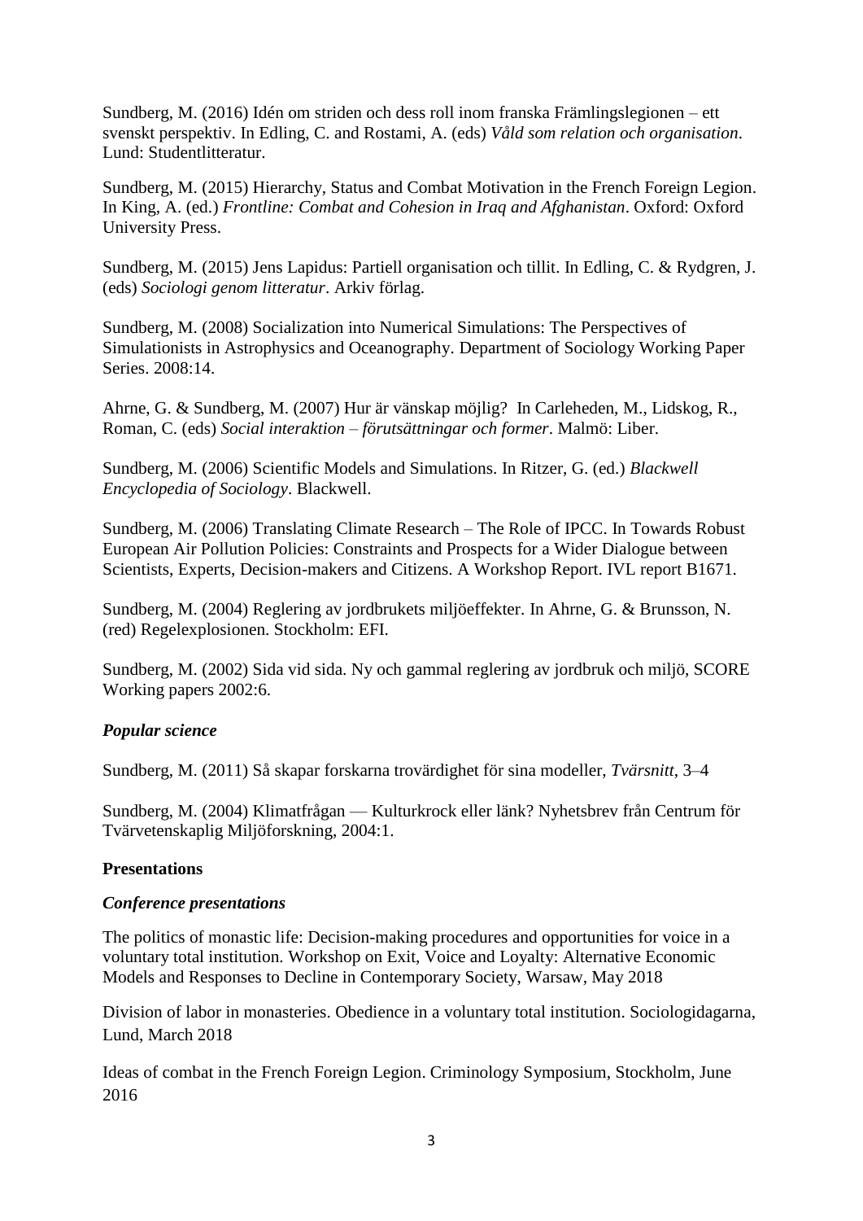Sundberg, M. (2016) Idén om striden och dess roll inom franska Främlingslegionen – ett svenskt perspektiv. In Edling, C. and Rostami, A. (eds) *Våld som relation och organisation*. Lund: Studentlitteratur.

Sundberg, M. (2015) Hierarchy, Status and Combat Motivation in the French Foreign Legion. In King, A. (ed.) *Frontline: Combat and Cohesion in Iraq and Afghanistan*. Oxford: Oxford University Press.

Sundberg, M. (2015) Jens Lapidus: Partiell organisation och tillit. In Edling, C. & Rydgren, J. (eds) *Sociologi genom litteratur*. Arkiv förlag.

Sundberg, M. (2008) Socialization into Numerical Simulations: The Perspectives of Simulationists in Astrophysics and Oceanography. Department of Sociology Working Paper Series. 2008:14.

Ahrne, G. & Sundberg, M. (2007) Hur är vänskap möjlig? In Carleheden, M., Lidskog, R., Roman, C. (eds) *Social interaktion – förutsättningar och former*. Malmö: Liber.

Sundberg, M. (2006) Scientific Models and Simulations. In Ritzer, G. (ed.) *Blackwell Encyclopedia of Sociology*. Blackwell.

Sundberg, M. (2006) Translating Climate Research – The Role of IPCC. In Towards Robust European Air Pollution Policies: Constraints and Prospects for a Wider Dialogue between Scientists, Experts, Decision-makers and Citizens. A Workshop Report. IVL report B1671.

Sundberg, M. (2004) Reglering av jordbrukets miljöeffekter. In Ahrne, G. & Brunsson, N. (red) Regelexplosionen. Stockholm: EFI.

Sundberg, M. (2002) Sida vid sida. Ny och gammal reglering av jordbruk och miljö, SCORE Working papers 2002:6.

***Popular science***

Sundberg, M. (2011) Så skapar forskarna trovärdighet för sina modeller, *Tvärsnitt*, 3–4

Sundberg, M. (2004) Klimatfrågan — Kulturkrock eller länk? Nyhetsbrev från Centrum för Tvärvetenskaplig Miljöforskning, 2004:1.

**Presentations**

***Conference presentations***

The politics of monastic life: Decision-making procedures and opportunities for voice in a voluntary total institution. Workshop on Exit, Voice and Loyalty: Alternative Economic Models and Responses to Decline in Contemporary Society, Warsaw, May 2018

Division of labor in monasteries. Obedience in a voluntary total institution. Sociologidagarna, Lund, March 2018

Ideas of combat in the French Foreign Legion. Criminology Symposium, Stockholm, June 2016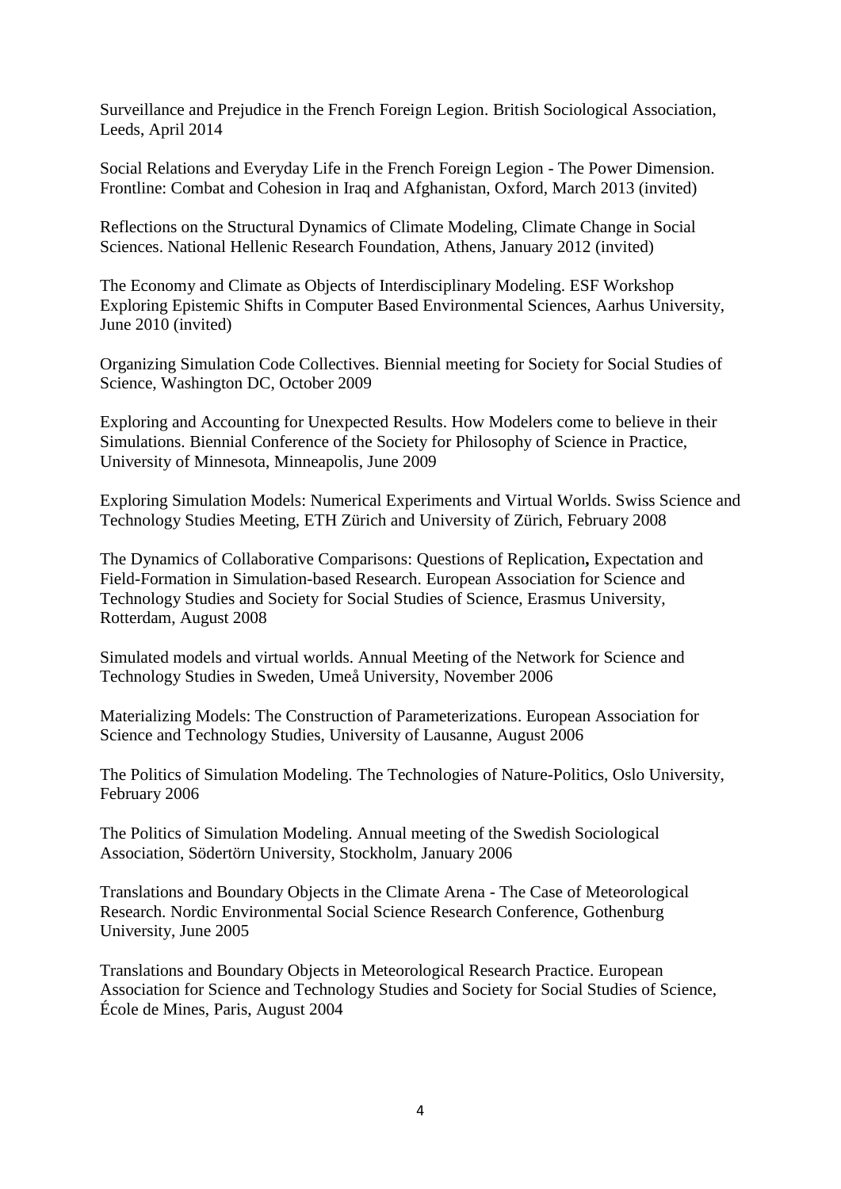Surveillance and Prejudice in the French Foreign Legion. British Sociological Association, Leeds, April 2014

Social Relations and Everyday Life in the French Foreign Legion - The Power Dimension. Frontline: Combat and Cohesion in Iraq and Afghanistan, Oxford, March 2013 (invited)

Reflections on the Structural Dynamics of Climate Modeling, Climate Change in Social Sciences. National Hellenic Research Foundation, Athens, January 2012 (invited)

The Economy and Climate as Objects of Interdisciplinary Modeling. ESF Workshop Exploring Epistemic Shifts in Computer Based Environmental Sciences, Aarhus University, June 2010 (invited)

Organizing Simulation Code Collectives. Biennial meeting for Society for Social Studies of Science, Washington DC, October 2009

Exploring and Accounting for Unexpected Results. How Modelers come to believe in their Simulations. Biennial Conference of the Society for Philosophy of Science in Practice, University of Minnesota, Minneapolis, June 2009

Exploring Simulation Models: Numerical Experiments and Virtual Worlds. Swiss Science and Technology Studies Meeting, ETH Zürich and University of Zürich, February 2008

The Dynamics of Collaborative Comparisons: Questions of Replication**,** Expectation and Field-Formation in Simulation-based Research. European Association for Science and Technology Studies and Society for Social Studies of Science, Erasmus University, Rotterdam, August 2008

Simulated models and virtual worlds. Annual Meeting of the Network for Science and Technology Studies in Sweden, Umeå University, November 2006

Materializing Models: The Construction of Parameterizations. European Association for Science and Technology Studies, University of Lausanne, August 2006

The Politics of Simulation Modeling. The Technologies of Nature-Politics, Oslo University, February 2006

The Politics of Simulation Modeling. Annual meeting of the Swedish Sociological Association, Södertörn University, Stockholm, January 2006

Translations and Boundary Objects in the Climate Arena - The Case of Meteorological Research. Nordic Environmental Social Science Research Conference, Gothenburg University, June 2005

Translations and Boundary Objects in Meteorological Research Practice. European Association for Science and Technology Studies and Society for Social Studies of Science, École de Mines, Paris, August 2004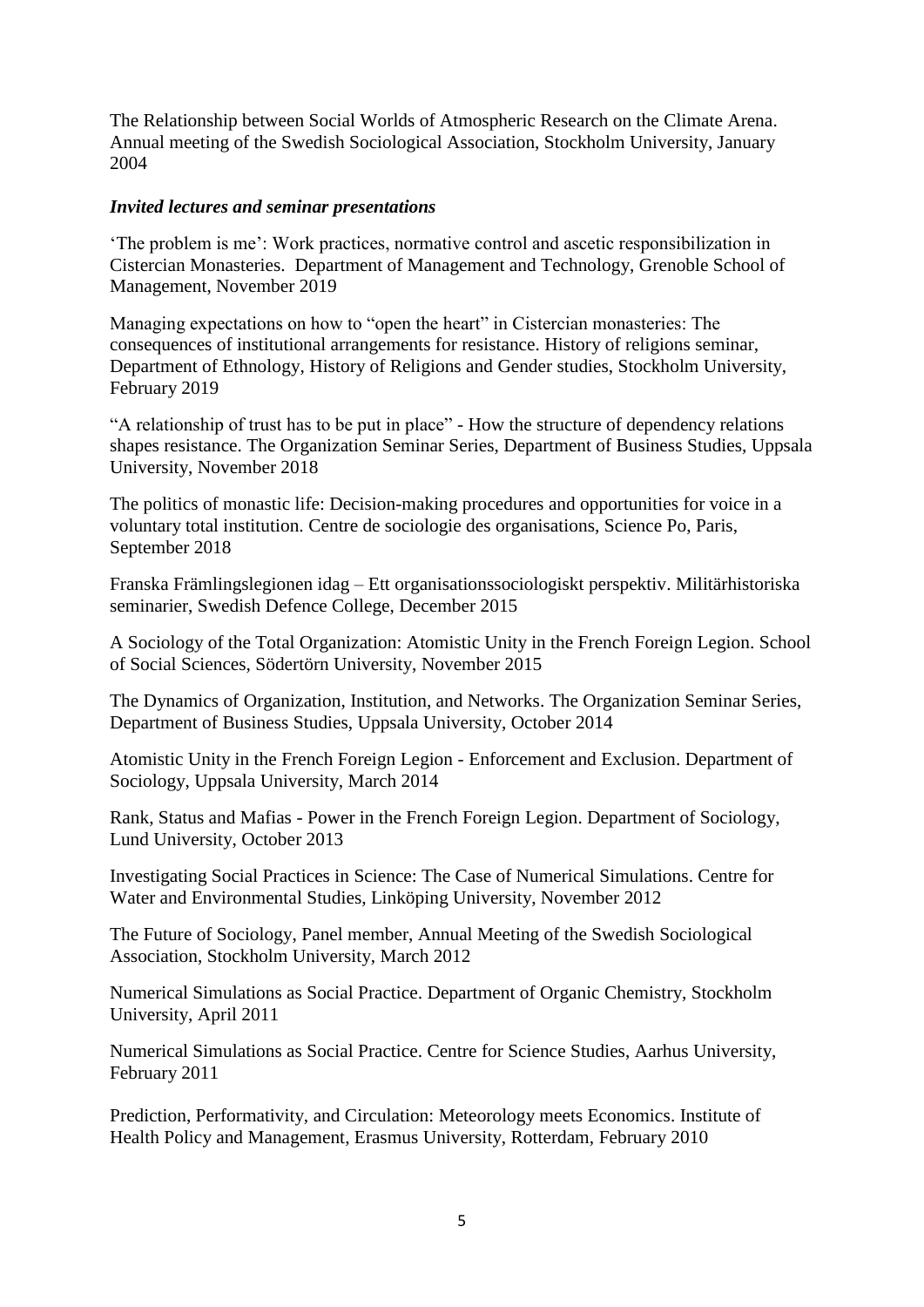The Relationship between Social Worlds of Atmospheric Research on the Climate Arena. Annual meeting of the Swedish Sociological Association, Stockholm University, January 2004

### *Invited lectures and seminar presentations*

'The problem is me': Work practices, normative control and ascetic responsibilization in Cistercian Monasteries. Department of Management and Technology, Grenoble School of Management, November 2019

Managing expectations on how to "open the heart" in Cistercian monasteries: The consequences of institutional arrangements for resistance. History of religions seminar, Department of Ethnology, History of Religions and Gender studies, Stockholm University, February 2019

"A relationship of trust has to be put in place" - How the structure of dependency relations shapes resistance. The Organization Seminar Series, Department of Business Studies, Uppsala University, November 2018

The politics of monastic life: Decision-making procedures and opportunities for voice in a voluntary total institution. Centre de sociologie des organisations, Science Po, Paris, September 2018

Franska Främlingslegionen idag – Ett organisationssociologiskt perspektiv. Militärhistoriska seminarier, Swedish Defence College, December 2015

A Sociology of the Total Organization: Atomistic Unity in the French Foreign Legion. School of Social Sciences, Södertörn University, November 2015

The Dynamics of Organization, Institution, and Networks. The Organization Seminar Series, Department of Business Studies, Uppsala University, October 2014

Atomistic Unity in the French Foreign Legion - Enforcement and Exclusion. Department of Sociology, Uppsala University, March 2014

Rank, Status and Mafias - Power in the French Foreign Legion. Department of Sociology, Lund University, October 2013

Investigating Social Practices in Science: The Case of Numerical Simulations. Centre for Water and Environmental Studies, Linköping University, November 2012

The Future of Sociology, Panel member, Annual Meeting of the Swedish Sociological Association, Stockholm University, March 2012

Numerical Simulations as Social Practice. Department of Organic Chemistry, Stockholm University, April 2011

Numerical Simulations as Social Practice. Centre for Science Studies, Aarhus University, February 2011

Prediction, Performativity, and Circulation: Meteorology meets Economics. Institute of Health Policy and Management, Erasmus University, Rotterdam, February 2010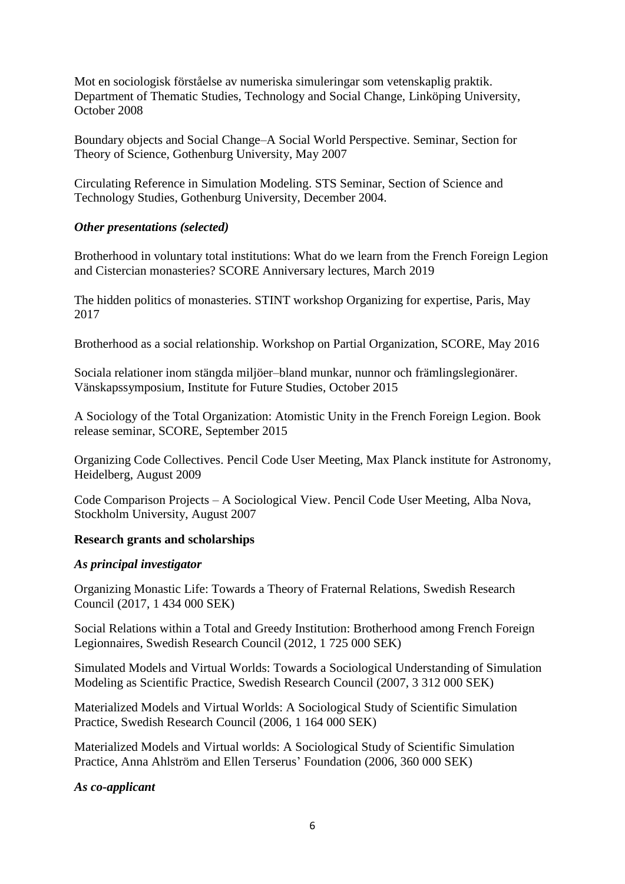Mot en sociologisk förståelse av numeriska simuleringar som vetenskaplig praktik. Department of Thematic Studies, Technology and Social Change, Linköping University, October 2008

Boundary objects and Social Change–A Social World Perspective. Seminar, Section for Theory of Science, Gothenburg University, May 2007

Circulating Reference in Simulation Modeling. STS Seminar, Section of Science and Technology Studies, Gothenburg University, December 2004.

***Other presentations (selected)***

Brotherhood in voluntary total institutions: What do we learn from the French Foreign Legion and Cistercian monasteries? SCORE Anniversary lectures, March 2019

The hidden politics of monasteries. STINT workshop Organizing for expertise, Paris, May 2017

Brotherhood as a social relationship. Workshop on Partial Organization, SCORE, May 2016

Sociala relationer inom stängda miljöer–bland munkar, nunnor och främlingslegionärer. Vänskapssymposium, Institute for Future Studies, October 2015

A Sociology of the Total Organization: Atomistic Unity in the French Foreign Legion. Book release seminar, SCORE, September 2015

Organizing Code Collectives. Pencil Code User Meeting, Max Planck institute for Astronomy, Heidelberg, August 2009

Code Comparison Projects – A Sociological View. Pencil Code User Meeting, Alba Nova, Stockholm University, August 2007

**Research grants and scholarships**

***As principal investigator***

Organizing Monastic Life: Towards a Theory of Fraternal Relations, Swedish Research Council (2017, 1 434 000 SEK)

Social Relations within a Total and Greedy Institution: Brotherhood among French Foreign Legionnaires, Swedish Research Council (2012, 1 725 000 SEK)

Simulated Models and Virtual Worlds: Towards a Sociological Understanding of Simulation Modeling as Scientific Practice, Swedish Research Council (2007, 3 312 000 SEK)

Materialized Models and Virtual Worlds: A Sociological Study of Scientific Simulation Practice, Swedish Research Council (2006, 1 164 000 SEK)

Materialized Models and Virtual worlds: A Sociological Study of Scientific Simulation Practice, Anna Ahlström and Ellen Terserus' Foundation (2006, 360 000 SEK)

***As co-applicant***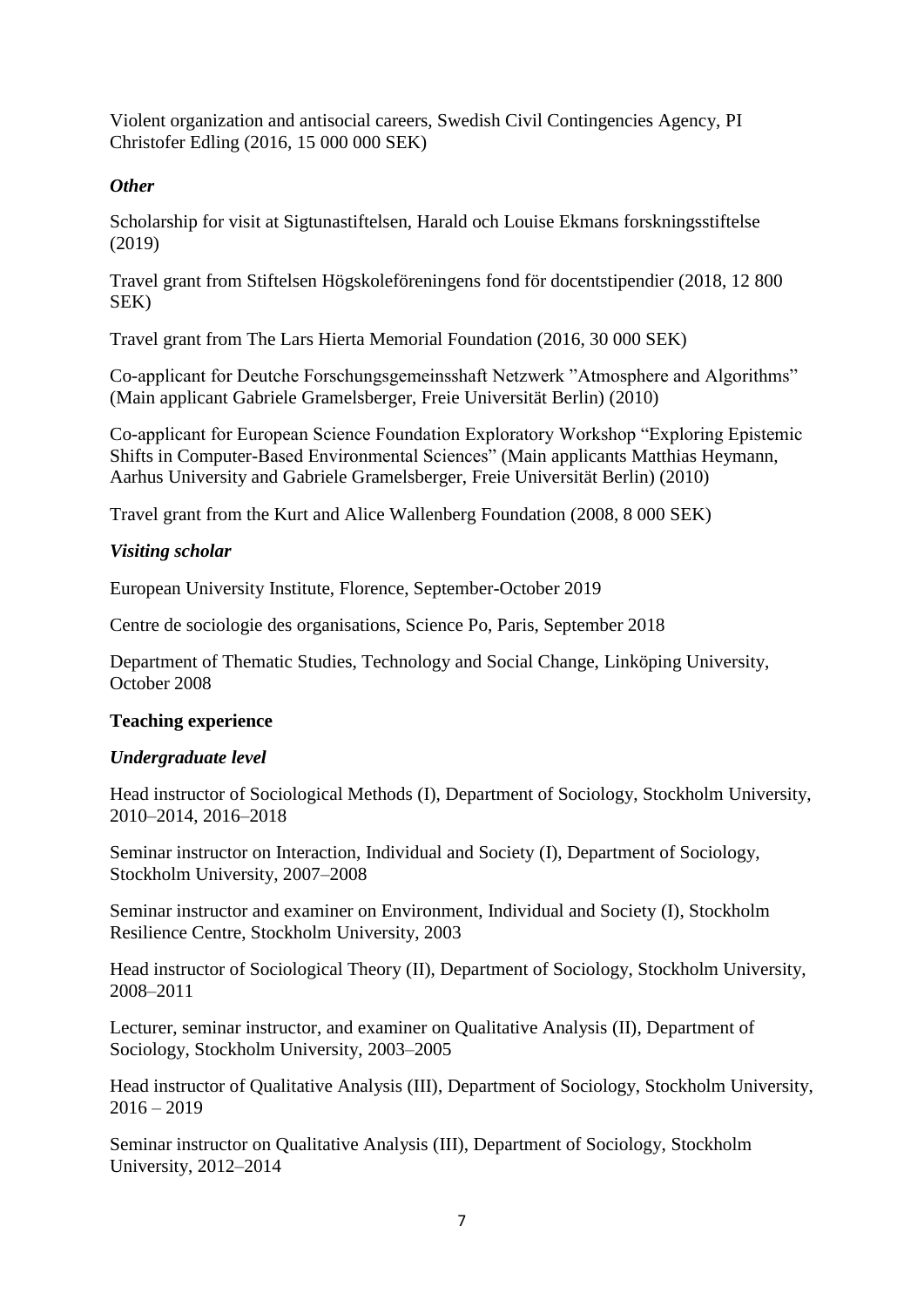Violent organization and antisocial careers, Swedish Civil Contingencies Agency, PI Christofer Edling (2016, 15 000 000 SEK)

### *Other*

Scholarship for visit at Sigtunastiftelsen, Harald och Louise Ekmans forskningsstiftelse (2019)

Travel grant from Stiftelsen Högskoleföreningens fond för docentstipendier (2018, 12 800 SEK)

Travel grant from The Lars Hierta Memorial Foundation (2016, 30 000 SEK)

Co-applicant for Deutche Forschungsgemeinsshaft Netzwerk ”Atmosphere and Algorithms” (Main applicant Gabriele Gramelsberger, Freie Universität Berlin) (2010)

Co-applicant for European Science Foundation Exploratory Workshop “Exploring Epistemic Shifts in Computer-Based Environmental Sciences” (Main applicants Matthias Heymann, Aarhus University and Gabriele Gramelsberger, Freie Universität Berlin) (2010)

Travel grant from the Kurt and Alice Wallenberg Foundation (2008, 8 000 SEK)

### *Visiting scholar*

European University Institute, Florence, September-October 2019

Centre de sociologie des organisations, Science Po, Paris, September 2018

Department of Thematic Studies, Technology and Social Change, Linköping University, October 2008

## **Teaching experience**

### *Undergraduate level*

Head instructor of Sociological Methods (I), Department of Sociology, Stockholm University, 2010–2014, 2016–2018

Seminar instructor on Interaction, Individual and Society (I), Department of Sociology, Stockholm University, 2007–2008

Seminar instructor and examiner on Environment, Individual and Society (I), Stockholm Resilience Centre, Stockholm University, 2003

Head instructor of Sociological Theory (II), Department of Sociology, Stockholm University, 2008–2011

Lecturer, seminar instructor, and examiner on Qualitative Analysis (II), Department of Sociology, Stockholm University, 2003–2005

Head instructor of Qualitative Analysis (III), Department of Sociology, Stockholm University, 2016 – 2019

Seminar instructor on Qualitative Analysis (III), Department of Sociology, Stockholm University, 2012–2014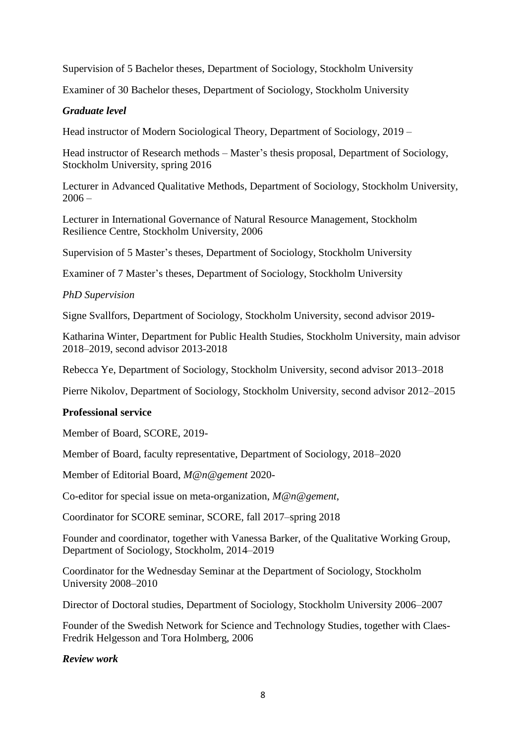Supervision of 5 Bachelor theses, Department of Sociology, Stockholm University

Examiner of 30 Bachelor theses, Department of Sociology, Stockholm University

***Graduate level***

Head instructor of Modern Sociological Theory, Department of Sociology, 2019 –

Head instructor of Research methods – Master's thesis proposal, Department of Sociology, Stockholm University, spring 2016

Lecturer in Advanced Qualitative Methods, Department of Sociology, Stockholm University, 2006 –

Lecturer in International Governance of Natural Resource Management, Stockholm Resilience Centre, Stockholm University, 2006

Supervision of 5 Master's theses, Department of Sociology, Stockholm University

Examiner of 7 Master's theses, Department of Sociology, Stockholm University

*PhD Supervision*

Signe Svallfors, Department of Sociology, Stockholm University, second advisor 2019-

Katharina Winter, Department for Public Health Studies, Stockholm University, main advisor 2018–2019, second advisor 2013-2018

Rebecca Ye, Department of Sociology, Stockholm University, second advisor 2013–2018

Pierre Nikolov, Department of Sociology, Stockholm University, second advisor 2012–2015

**Professional service**

Member of Board, SCORE, 2019-

Member of Board, faculty representative, Department of Sociology, 2018–2020

Member of Editorial Board, *M@n@gement* 2020-

Co-editor for special issue on meta-organization, *M@n@gement*,

Coordinator for SCORE seminar, SCORE, fall 2017–spring 2018

Founder and coordinator, together with Vanessa Barker, of the Qualitative Working Group, Department of Sociology, Stockholm, 2014–2019

Coordinator for the Wednesday Seminar at the Department of Sociology, Stockholm University 2008–2010

Director of Doctoral studies, Department of Sociology, Stockholm University 2006–2007

Founder of the Swedish Network for Science and Technology Studies, together with Claes-Fredrik Helgesson and Tora Holmberg, 2006

***Review work***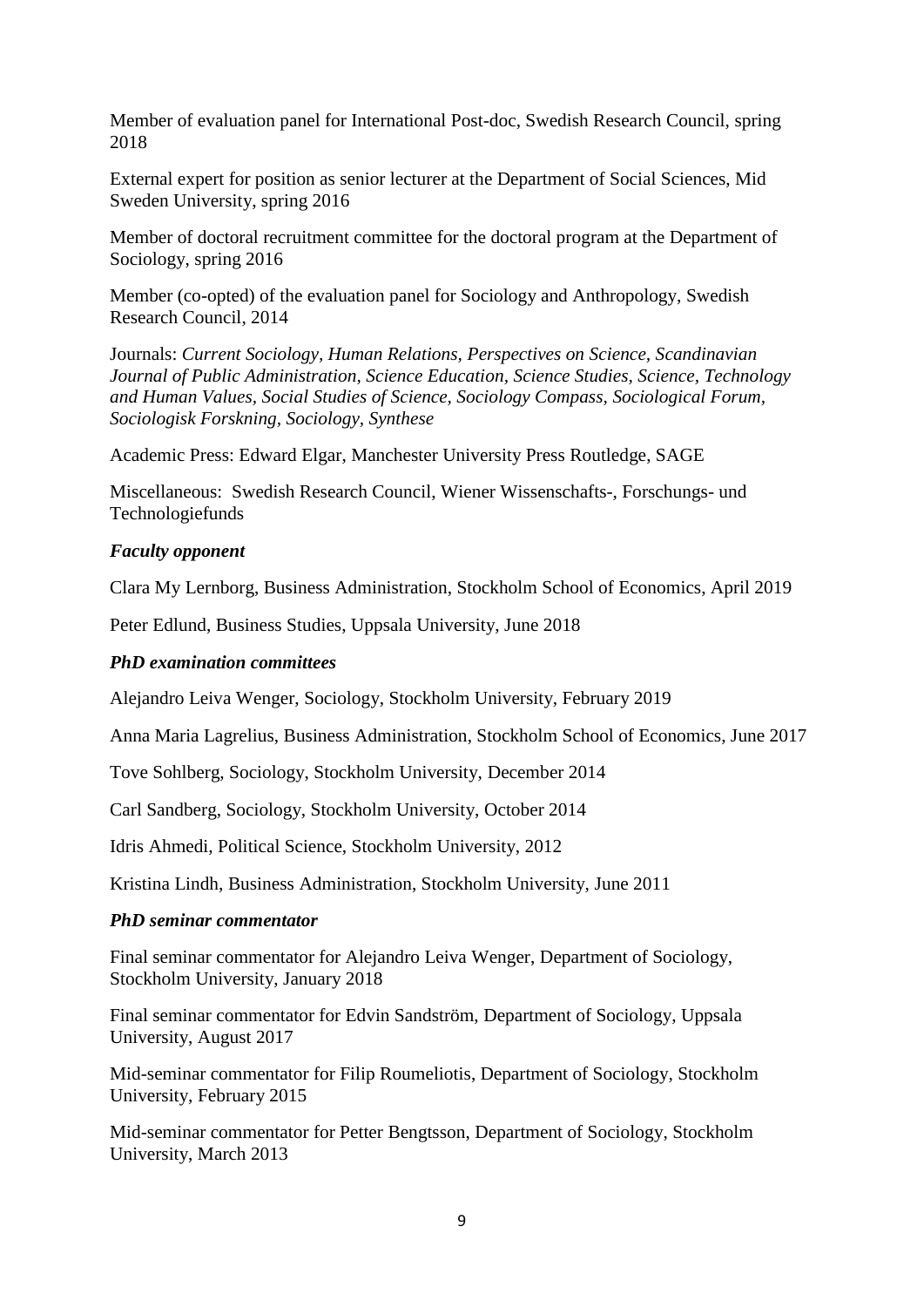Member of evaluation panel for International Post-doc, Swedish Research Council, spring 2018

External expert for position as senior lecturer at the Department of Social Sciences, Mid Sweden University, spring 2016

Member of doctoral recruitment committee for the doctoral program at the Department of Sociology, spring 2016

Member (co-opted) of the evaluation panel for Sociology and Anthropology, Swedish Research Council, 2014

Journals: *Current Sociology, Human Relations, Perspectives on Science, Scandinavian Journal of Public Administration, Science Education, Science Studies, Science, Technology and Human Values, Social Studies of Science, Sociology Compass, Sociological Forum, Sociologisk Forskning, Sociology, Synthese*

Academic Press: Edward Elgar, Manchester University Press Routledge, SAGE

Miscellaneous: Swedish Research Council, Wiener Wissenschafts-, Forschungs- und Technologiefunds

***Faculty opponent***

Clara My Lernborg, Business Administration, Stockholm School of Economics, April 2019

Peter Edlund, Business Studies, Uppsala University, June 2018

***PhD examination committees***

Alejandro Leiva Wenger, Sociology, Stockholm University, February 2019

Anna Maria Lagrelius, Business Administration, Stockholm School of Economics, June 2017

Tove Sohlberg, Sociology, Stockholm University, December 2014

Carl Sandberg, Sociology, Stockholm University, October 2014

Idris Ahmedi, Political Science, Stockholm University, 2012

Kristina Lindh, Business Administration, Stockholm University, June 2011

***PhD seminar commentator***

Final seminar commentator for Alejandro Leiva Wenger, Department of Sociology, Stockholm University, January 2018

Final seminar commentator for Edvin Sandström, Department of Sociology, Uppsala University, August 2017

Mid-seminar commentator for Filip Roumeliotis, Department of Sociology, Stockholm University, February 2015

Mid-seminar commentator for Petter Bengtsson, Department of Sociology, Stockholm University, March 2013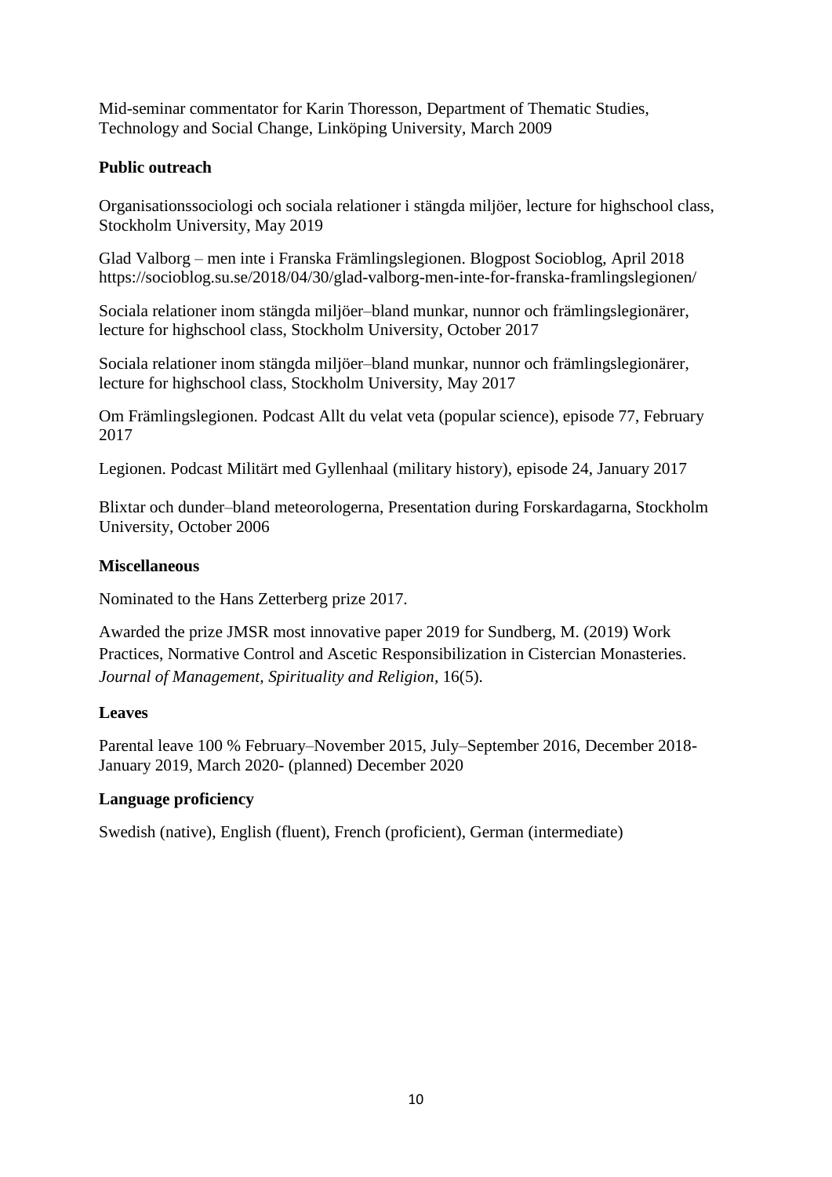Mid-seminar commentator for Karin Thoresson, Department of Thematic Studies, Technology and Social Change, Linköping University, March 2009

**Public outreach**

Organisationssociologi och sociala relationer i stängda miljöer, lecture for highschool class, Stockholm University, May 2019

Glad Valborg – men inte i Franska Främlingslegionen. Blogpost Socioblog, April 2018 https://socioblog.su.se/2018/04/30/glad-valborg-men-inte-for-franska-framlingslegionen/

Sociala relationer inom stängda miljöer–bland munkar, nunnor och främlingslegionärer, lecture for highschool class, Stockholm University, October 2017

Sociala relationer inom stängda miljöer–bland munkar, nunnor och främlingslegionärer, lecture for highschool class, Stockholm University, May 2017

Om Främlingslegionen. Podcast Allt du velat veta (popular science), episode 77, February 2017

Legionen. Podcast Militärt med Gyllenhaal (military history), episode 24, January 2017

Blixtar och dunder–bland meteorologerna, Presentation during Forskardagarna, Stockholm University, October 2006

**Miscellaneous**

Nominated to the Hans Zetterberg prize 2017.

Awarded the prize JMSR most innovative paper 2019 for Sundberg, M. (2019) Work Practices, Normative Control and Ascetic Responsibilization in Cistercian Monasteries. *Journal of Management, Spirituality and Religion*, 16(5).

**Leaves**

Parental leave 100 % February–November 2015, July–September 2016, December 2018-January 2019, March 2020- (planned) December 2020

**Language proficiency**

Swedish (native), English (fluent), French (proficient), German (intermediate)